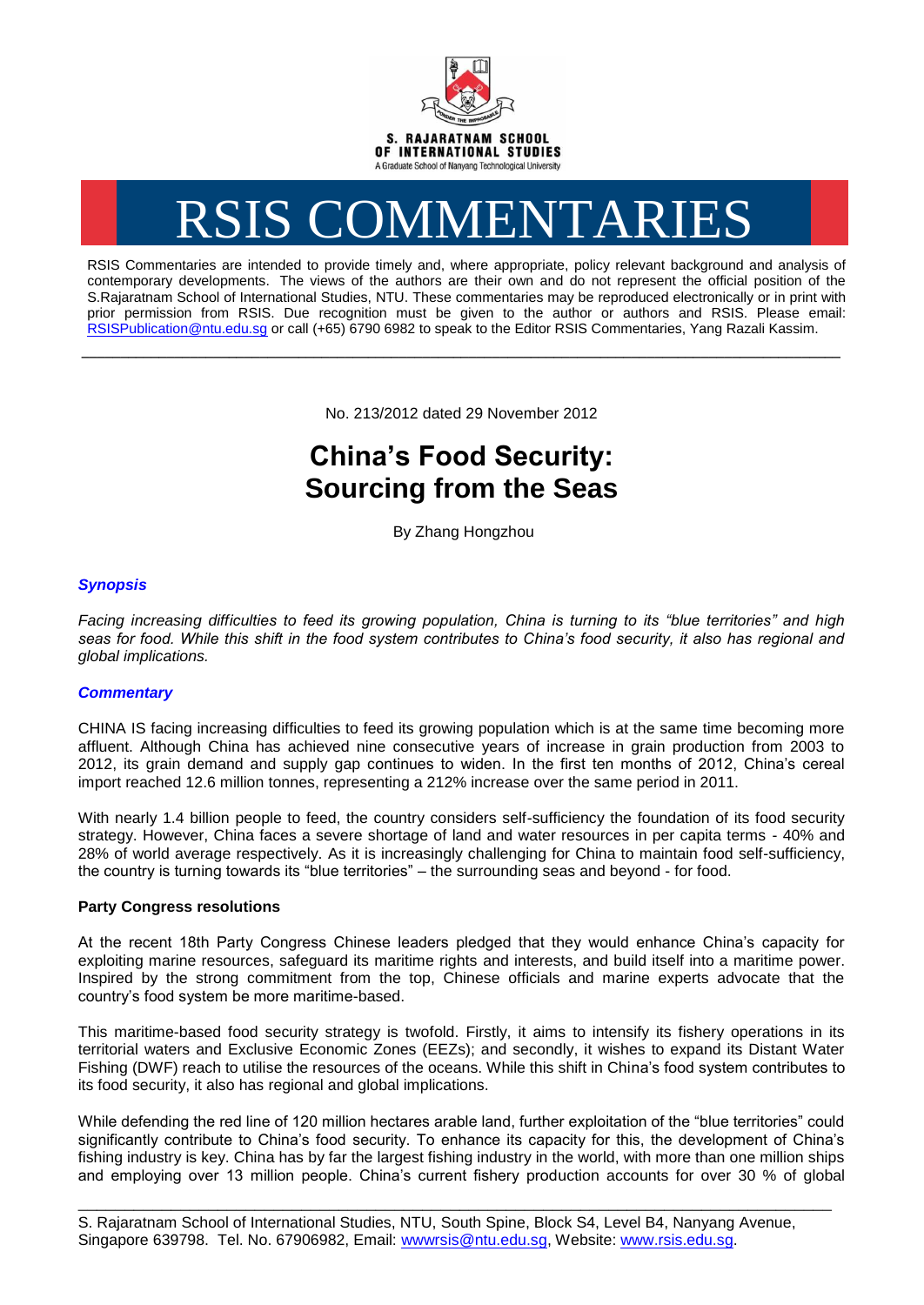S. RAJARATNAM SCHOOL OF INTERNATIONAL STUDIES

A Graduate School of Nanyang Technological University

# RSIS COMMENTARIES

RSIS Commentaries are intended to provide timely and, where appropriate, policy relevant background and analysis of contemporary developments. The views of the authors are their own and do not represent the official position of the S.Rajaratnam School of International Studies, NTU. These commentaries may be reproduced electronically or in print with prior permission from RSIS. Due recognition must be given to the author or authors and RSIS. Please email: RSISPublication@ntu.edu.sg or call (+65) 6790 6982 to speak to the Editor RSIS Commentaries, Yang Razali Kassim.

---

No. 213/2012 dated 29 November 2012

# China's Food Security: Sourcing from the Seas

By Zhang Hongzhou

### *Synopsis*

*Facing increasing difficulties to feed its growing population, China is turning to its "blue territories" and high seas for food. While this shift in the food system contributes to China's food security, it also has regional and global implications.*

### *Commentary*

CHINA IS facing increasing difficulties to feed its growing population which is at the same time becoming more affluent. Although China has achieved nine consecutive years of increase in grain production from 2003 to 2012, its grain demand and supply gap continues to widen. In the first ten months of 2012, China's cereal import reached 12.6 million tonnes, representing a 212% increase over the same period in 2011.

With nearly 1.4 billion people to feed, the country considers self-sufficiency the foundation of its food security strategy. However, China faces a severe shortage of land and water resources in per capita terms - 40% and 28% of world average respectively. As it is increasingly challenging for China to maintain food self-sufficiency, the country is turning towards its "blue territories" – the surrounding seas and beyond - for food.

**Party Congress resolutions**

At the recent 18th Party Congress Chinese leaders pledged that they would enhance China's capacity for exploiting marine resources, safeguard its maritime rights and interests, and build itself into a maritime power. Inspired by the strong commitment from the top, Chinese officials and marine experts advocate that the country's food system be more maritime-based.

This maritime-based food security strategy is twofold. Firstly, it aims to intensify its fishery operations in its territorial waters and Exclusive Economic Zones (EEZs); and secondly, it wishes to expand its Distant Water Fishing (DWF) reach to utilise the resources of the oceans. While this shift in China's food system contributes to its food security, it also has regional and global implications.

While defending the red line of 120 million hectares arable land, further exploitation of the "blue territories" could significantly contribute to China's food security. To enhance its capacity for this, the development of China's fishing industry is key. China has by far the largest fishing industry in the world, with more than one million ships and employing over 13 million people. China's current fishery production accounts for over 30 % of global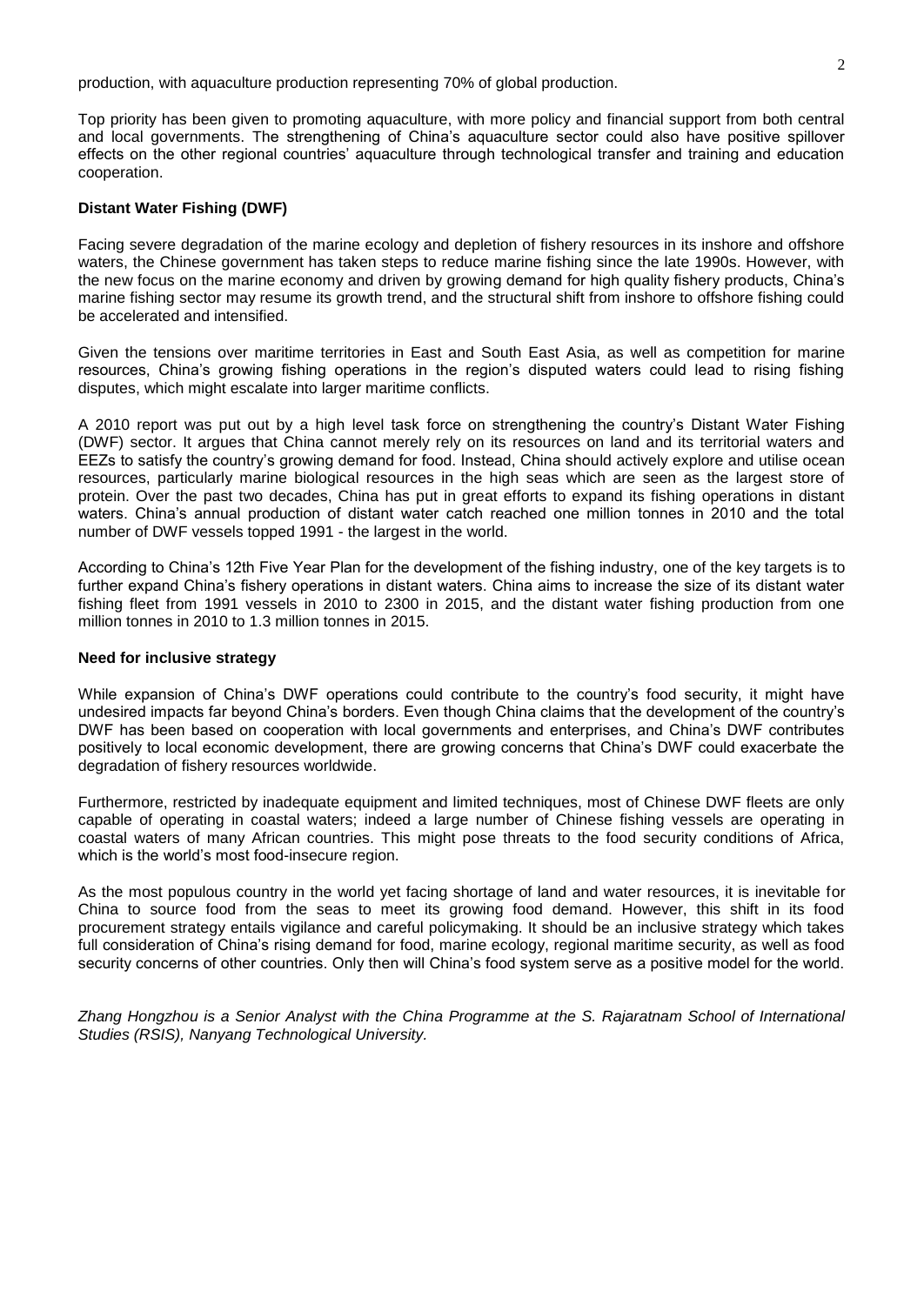production, with aquaculture production representing 70% of global production.

Top priority has been given to promoting aquaculture, with more policy and financial support from both central and local governments. The strengthening of China's aquaculture sector could also have positive spillover effects on the other regional countries' aquaculture through technological transfer and training and education cooperation.

**Distant Water Fishing (DWF)**

Facing severe degradation of the marine ecology and depletion of fishery resources in its inshore and offshore waters, the Chinese government has taken steps to reduce marine fishing since the late 1990s. However, with the new focus on the marine economy and driven by growing demand for high quality fishery products, China's marine fishing sector may resume its growth trend, and the structural shift from inshore to offshore fishing could be accelerated and intensified.

Given the tensions over maritime territories in East and South East Asia, as well as competition for marine resources, China's growing fishing operations in the region's disputed waters could lead to rising fishing disputes, which might escalate into larger maritime conflicts.

A 2010 report was put out by a high level task force on strengthening the country's Distant Water Fishing (DWF) sector. It argues that China cannot merely rely on its resources on land and its territorial waters and EEZs to satisfy the country's growing demand for food. Instead, China should actively explore and utilise ocean resources, particularly marine biological resources in the high seas which are seen as the largest store of protein. Over the past two decades, China has put in great efforts to expand its fishing operations in distant waters. China's annual production of distant water catch reached one million tonnes in 2010 and the total number of DWF vessels topped 1991 - the largest in the world.

According to China's 12th Five Year Plan for the development of the fishing industry, one of the key targets is to further expand China's fishery operations in distant waters. China aims to increase the size of its distant water fishing fleet from 1991 vessels in 2010 to 2300 in 2015, and the distant water fishing production from one million tonnes in 2010 to 1.3 million tonnes in 2015.

**Need for inclusive strategy**

While expansion of China's DWF operations could contribute to the country's food security, it might have undesired impacts far beyond China's borders. Even though China claims that the development of the country's DWF has been based on cooperation with local governments and enterprises, and China's DWF contributes positively to local economic development, there are growing concerns that China's DWF could exacerbate the degradation of fishery resources worldwide.

Furthermore, restricted by inadequate equipment and limited techniques, most of Chinese DWF fleets are only capable of operating in coastal waters; indeed a large number of Chinese fishing vessels are operating in coastal waters of many African countries. This might pose threats to the food security conditions of Africa, which is the world's most food-insecure region.

As the most populous country in the world yet facing shortage of land and water resources, it is inevitable for China to source food from the seas to meet its growing food demand. However, this shift in its food procurement strategy entails vigilance and careful policymaking. It should be an inclusive strategy which takes full consideration of China's rising demand for food, marine ecology, regional maritime security, as well as food security concerns of other countries. Only then will China's food system serve as a positive model for the world.

*Zhang Hongzhou is a Senior Analyst with the China Programme at the S. Rajaratnam School of International Studies (RSIS), Nanyang Technological University.*